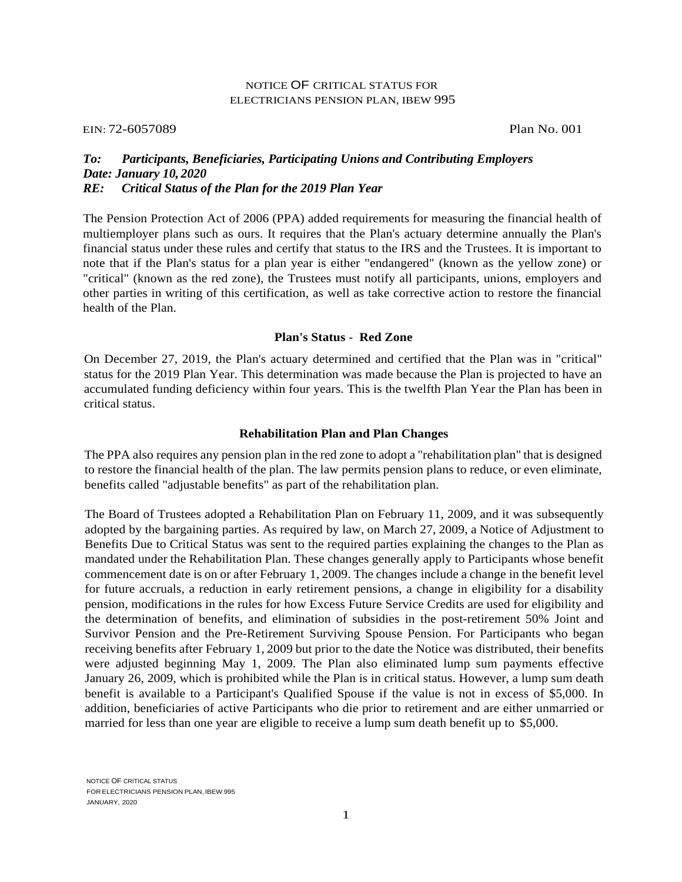# NOTICE OF CRITICAL STATUS FOR ELECTRICIANS PENSION PLAN, IBEW 995

EIN: 72-6057089 Plan No. 001

***To: Participants, Beneficiaries, Participating Unions and Contributing Employers***
***Date: January 10, 2020***
***RE: Critical Status of the Plan for the 2019 Plan Year***

The Pension Protection Act of 2006 (PPA) added requirements for measuring the financial health of multiemployer plans such as ours. It requires that the Plan's actuary determine annually the Plan's financial status under these rules and certify that status to the IRS and the Trustees. It is important to note that if the Plan's status for a plan year is either "endangered" (known as the yellow zone) or "critical" (known as the red zone), the Trustees must notify all participants, unions, employers and other parties in writing of this certification, as well as take corrective action to restore the financial health of the Plan.

## Plan's Status - Red Zone

On December 27, 2019, the Plan's actuary determined and certified that the Plan was in "critical" status for the 2019 Plan Year. This determination was made because the Plan is projected to have an accumulated funding deficiency within four years. This is the twelfth Plan Year the Plan has been in critical status.

## Rehabilitation Plan and Plan Changes

The PPA also requires any pension plan in the red zone to adopt a "rehabilitation plan" that is designed to restore the financial health of the plan. The law permits pension plans to reduce, or even eliminate, benefits called "adjustable benefits" as part of the rehabilitation plan.

The Board of Trustees adopted a Rehabilitation Plan on February 11, 2009, and it was subsequently adopted by the bargaining parties. As required by law, on March 27, 2009, a Notice of Adjustment to Benefits Due to Critical Status was sent to the required parties explaining the changes to the Plan as mandated under the Rehabilitation Plan. These changes generally apply to Participants whose benefit commencement date is on or after February 1, 2009. The changes include a change in the benefit level for future accruals, a reduction in early retirement pensions, a change in eligibility for a disability pension, modifications in the rules for how Excess Future Service Credits are used for eligibility and the determination of benefits, and elimination of subsidies in the post-retirement 50% Joint and Survivor Pension and the Pre-Retirement Surviving Spouse Pension. For Participants who began receiving benefits after February 1, 2009 but prior to the date the Notice was distributed, their benefits were adjusted beginning May 1, 2009. The Plan also eliminated lump sum payments effective January 26, 2009, which is prohibited while the Plan is in critical status. However, a lump sum death benefit is available to a Participant's Qualified Spouse if the value is not in excess of $5,000. In addition, beneficiaries of active Participants who die prior to retirement and are either unmarried or married for less than one year are eligible to receive a lump sum death benefit up to $5,000.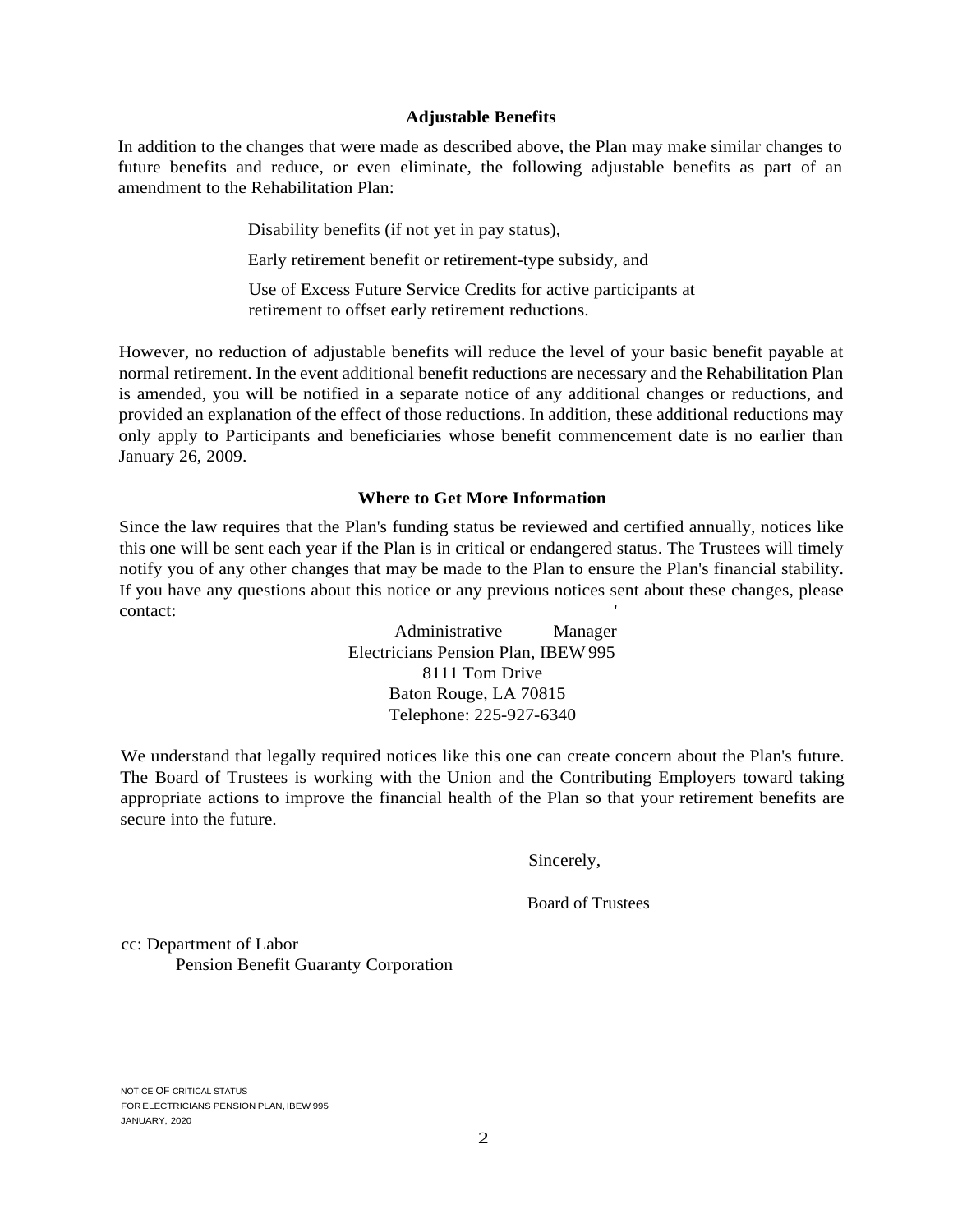### Adjustable Benefits

In addition to the changes that were made as described above, the Plan may make similar changes to future benefits and reduce, or even eliminate, the following adjustable benefits as part of an amendment to the Rehabilitation Plan:

- Disability benefits (if not yet in pay status),
- Early retirement benefit or retirement-type subsidy, and
- Use of Excess Future Service Credits for active participants at retirement to offset early retirement reductions.

However, no reduction of adjustable benefits will reduce the level of your basic benefit payable at normal retirement. In the event additional benefit reductions are necessary and the Rehabilitation Plan is amended, you will be notified in a separate notice of any additional changes or reductions, and provided an explanation of the effect of those reductions. In addition, these additional reductions may only apply to Participants and beneficiaries whose benefit commencement date is no earlier than January 26, 2009.

### Where to Get More Information

Since the law requires that the Plan's funding status be reviewed and certified annually, notices like this one will be sent each year if the Plan is in critical or endangered status. The Trustees will timely notify you of any other changes that may be made to the Plan to ensure the Plan's financial stability. If you have any questions about this notice or any previous notices sent about these changes, please contact:

Administrative Manager
Electricians Pension Plan, IBEW 995
8111 Tom Drive
Baton Rouge, LA 70815
Telephone: 225-927-6340

We understand that legally required notices like this one can create concern about the Plan's future. The Board of Trustees is working with the Union and the Contributing Employers toward taking appropriate actions to improve the financial health of the Plan so that your retirement benefits are secure into the future.

Sincerely,

Board of Trustees

cc: Department of Labor
Pension Benefit Guaranty Corporation

NOTICE OF CRITICAL STATUS
FOR ELECTRICIANS PENSION PLAN, IBEW 995
JANUARY, 2020